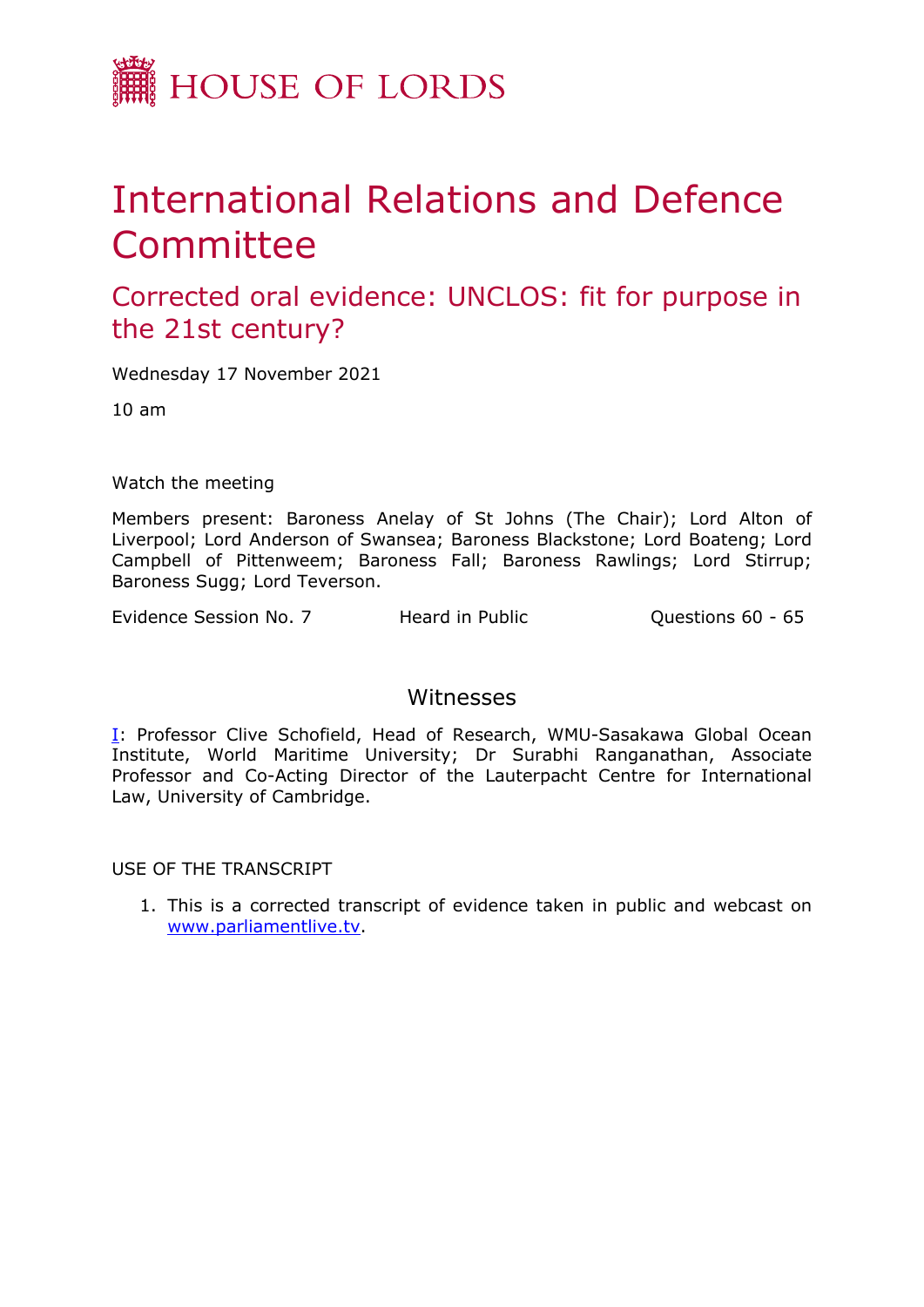HOUSE OF LORDS

# International Relations and Defence Committee

## Corrected oral evidence: UNCLOS: fit for purpose in the 21st century?

Wednesday 17 November 2021

10 am

Watch the meeting

Members present: Baroness Anelay of St Johns (The Chair); Lord Alton of Liverpool; Lord Anderson of Swansea; Baroness Blackstone; Lord Boateng; Lord Campbell of Pittenweem; Baroness Fall; Baroness Rawlings; Lord Stirrup; Baroness Sugg; Lord Teverson.

Evidence Session No. 7 | Heard in Public | Questions 60 - 65

### Witnesses

I: Professor Clive Schofield, Head of Research, WMU-Sasakawa Global Ocean Institute, World Maritime University; Dr Surabhi Ranganathan, Associate Professor and Co-Acting Director of the Lauterpacht Centre for International Law, University of Cambridge.

USE OF THE TRANSCRIPT

1. This is a corrected transcript of evidence taken in public and webcast on www.parliamentlive.tv.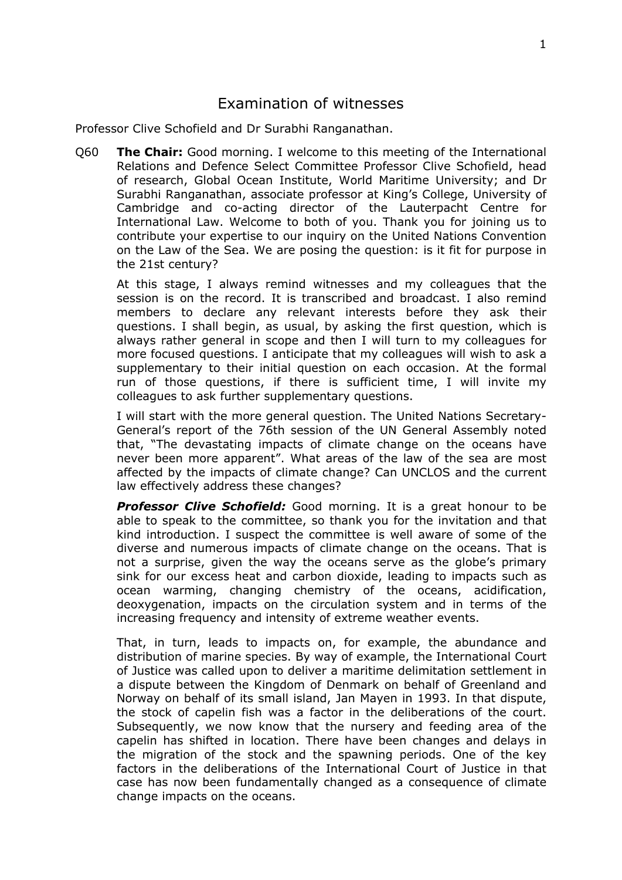# Examination of witnesses

Professor Clive Schofield and Dr Surabhi Ranganathan.

Q60 **The Chair:** Good morning. I welcome to this meeting of the International Relations and Defence Select Committee Professor Clive Schofield, head of research, Global Ocean Institute, World Maritime University; and Dr Surabhi Ranganathan, associate professor at King's College, University of Cambridge and co-acting director of the Lauterpacht Centre for International Law. Welcome to both of you. Thank you for joining us to contribute your expertise to our inquiry on the United Nations Convention on the Law of the Sea. We are posing the question: is it fit for purpose in the 21st century?

At this stage, I always remind witnesses and my colleagues that the session is on the record. It is transcribed and broadcast. I also remind members to declare any relevant interests before they ask their questions. I shall begin, as usual, by asking the first question, which is always rather general in scope and then I will turn to my colleagues for more focused questions. I anticipate that my colleagues will wish to ask a supplementary to their initial question on each occasion. At the formal run of those questions, if there is sufficient time, I will invite my colleagues to ask further supplementary questions.

I will start with the more general question. The United Nations Secretary-General's report of the 76th session of the UN General Assembly noted that, "The devastating impacts of climate change on the oceans have never been more apparent". What areas of the law of the sea are most affected by the impacts of climate change? Can UNCLOS and the current law effectively address these changes?

***Professor Clive Schofield:*** Good morning. It is a great honour to be able to speak to the committee, so thank you for the invitation and that kind introduction. I suspect the committee is well aware of some of the diverse and numerous impacts of climate change on the oceans. That is not a surprise, given the way the oceans serve as the globe's primary sink for our excess heat and carbon dioxide, leading to impacts such as ocean warming, changing chemistry of the oceans, acidification, deoxygenation, impacts on the circulation system and in terms of the increasing frequency and intensity of extreme weather events.

That, in turn, leads to impacts on, for example, the abundance and distribution of marine species. By way of example, the International Court of Justice was called upon to deliver a maritime delimitation settlement in a dispute between the Kingdom of Denmark on behalf of Greenland and Norway on behalf of its small island, Jan Mayen in 1993. In that dispute, the stock of capelin fish was a factor in the deliberations of the court. Subsequently, we now know that the nursery and feeding area of the capelin has shifted in location. There have been changes and delays in the migration of the stock and the spawning periods. One of the key factors in the deliberations of the International Court of Justice in that case has now been fundamentally changed as a consequence of climate change impacts on the oceans.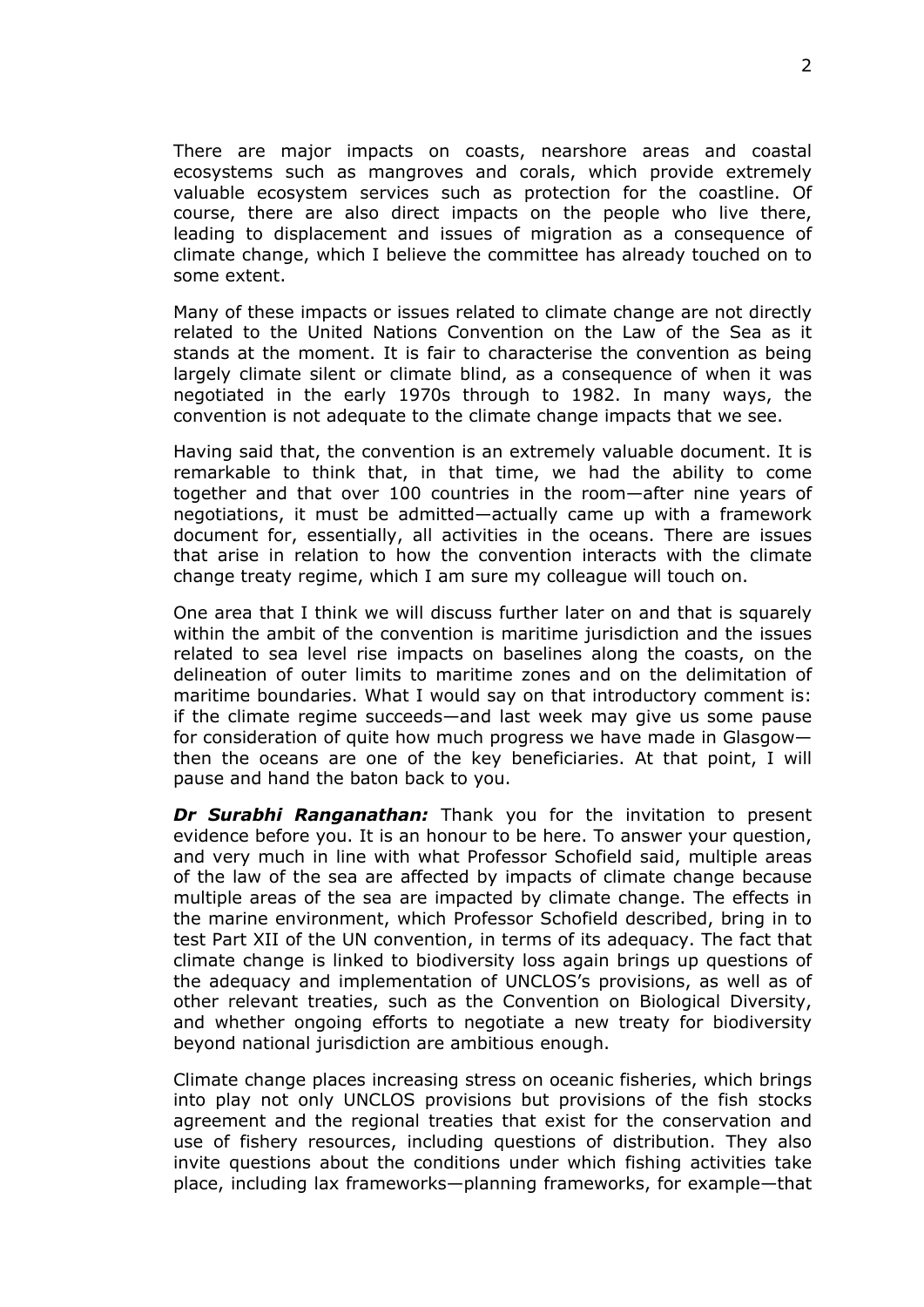There are major impacts on coasts, nearshore areas and coastal ecosystems such as mangroves and corals, which provide extremely valuable ecosystem services such as protection for the coastline. Of course, there are also direct impacts on the people who live there, leading to displacement and issues of migration as a consequence of climate change, which I believe the committee has already touched on to some extent.

Many of these impacts or issues related to climate change are not directly related to the United Nations Convention on the Law of the Sea as it stands at the moment. It is fair to characterise the convention as being largely climate silent or climate blind, as a consequence of when it was negotiated in the early 1970s through to 1982. In many ways, the convention is not adequate to the climate change impacts that we see.

Having said that, the convention is an extremely valuable document. It is remarkable to think that, in that time, we had the ability to come together and that over 100 countries in the room—after nine years of negotiations, it must be admitted—actually came up with a framework document for, essentially, all activities in the oceans. There are issues that arise in relation to how the convention interacts with the climate change treaty regime, which I am sure my colleague will touch on.

One area that I think we will discuss further later on and that is squarely within the ambit of the convention is maritime jurisdiction and the issues related to sea level rise impacts on baselines along the coasts, on the delineation of outer limits to maritime zones and on the delimitation of maritime boundaries. What I would say on that introductory comment is: if the climate regime succeeds—and last week may give us some pause for consideration of quite how much progress we have made in Glasgow—then the oceans are one of the key beneficiaries. At that point, I will pause and hand the baton back to you.

***Dr Surabhi Ranganathan:*** Thank you for the invitation to present evidence before you. It is an honour to be here. To answer your question, and very much in line with what Professor Schofield said, multiple areas of the law of the sea are affected by impacts of climate change because multiple areas of the sea are impacted by climate change. The effects in the marine environment, which Professor Schofield described, bring in to test Part XII of the UN convention, in terms of its adequacy. The fact that climate change is linked to biodiversity loss again brings up questions of the adequacy and implementation of UNCLOS's provisions, as well as of other relevant treaties, such as the Convention on Biological Diversity, and whether ongoing efforts to negotiate a new treaty for biodiversity beyond national jurisdiction are ambitious enough.

Climate change places increasing stress on oceanic fisheries, which brings into play not only UNCLOS provisions but provisions of the fish stocks agreement and the regional treaties that exist for the conservation and use of fishery resources, including questions of distribution. They also invite questions about the conditions under which fishing activities take place, including lax frameworks—planning frameworks, for example—that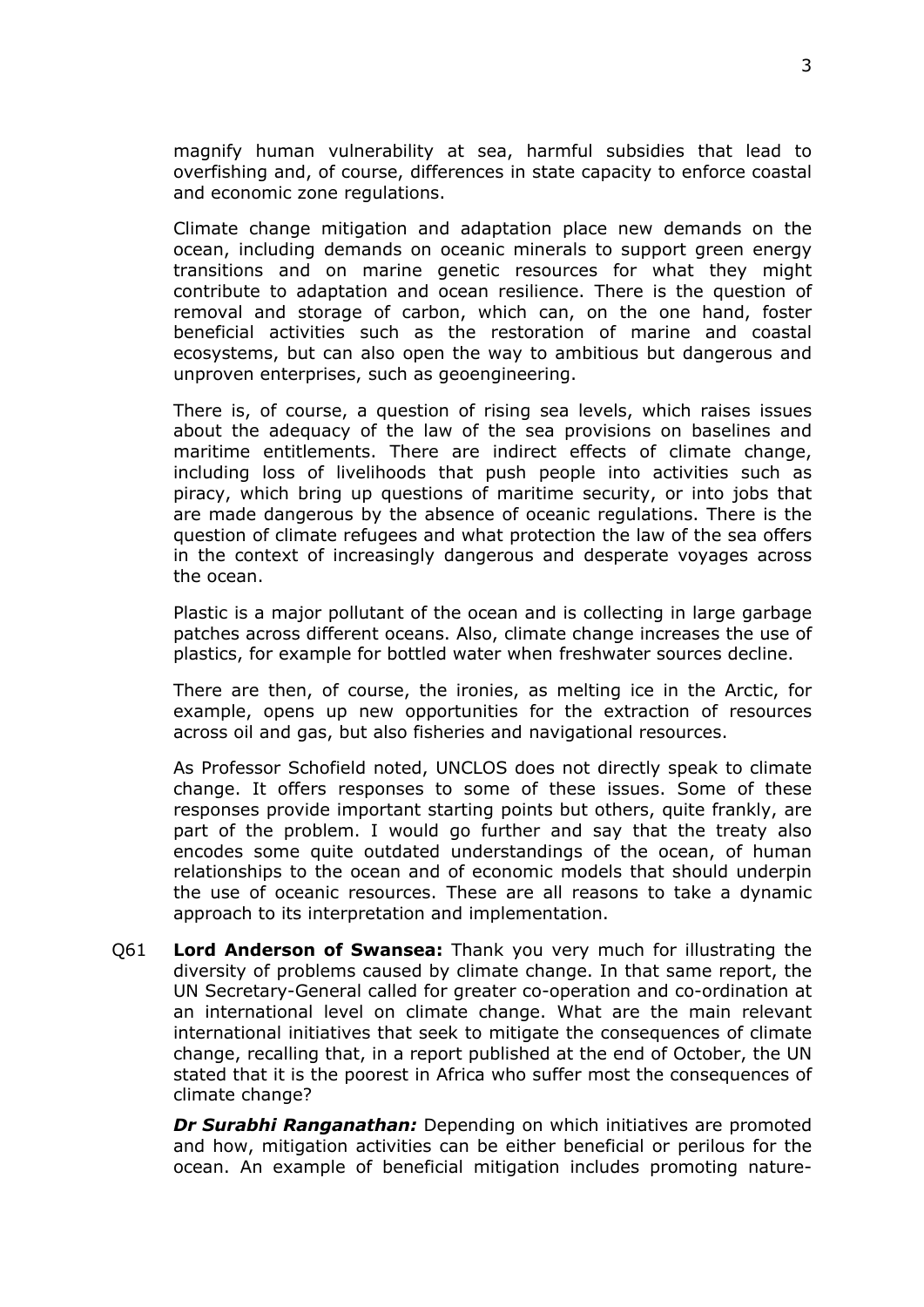magnify human vulnerability at sea, harmful subsidies that lead to overfishing and, of course, differences in state capacity to enforce coastal and economic zone regulations.

Climate change mitigation and adaptation place new demands on the ocean, including demands on oceanic minerals to support green energy transitions and on marine genetic resources for what they might contribute to adaptation and ocean resilience. There is the question of removal and storage of carbon, which can, on the one hand, foster beneficial activities such as the restoration of marine and coastal ecosystems, but can also open the way to ambitious but dangerous and unproven enterprises, such as geoengineering.

There is, of course, a question of rising sea levels, which raises issues about the adequacy of the law of the sea provisions on baselines and maritime entitlements. There are indirect effects of climate change, including loss of livelihoods that push people into activities such as piracy, which bring up questions of maritime security, or into jobs that are made dangerous by the absence of oceanic regulations. There is the question of climate refugees and what protection the law of the sea offers in the context of increasingly dangerous and desperate voyages across the ocean.

Plastic is a major pollutant of the ocean and is collecting in large garbage patches across different oceans. Also, climate change increases the use of plastics, for example for bottled water when freshwater sources decline.

There are then, of course, the ironies, as melting ice in the Arctic, for example, opens up new opportunities for the extraction of resources across oil and gas, but also fisheries and navigational resources.

As Professor Schofield noted, UNCLOS does not directly speak to climate change. It offers responses to some of these issues. Some of these responses provide important starting points but others, quite frankly, are part of the problem. I would go further and say that the treaty also encodes some quite outdated understandings of the ocean, of human relationships to the ocean and of economic models that should underpin the use of oceanic resources. These are all reasons to take a dynamic approach to its interpretation and implementation.

Q61 **Lord Anderson of Swansea:** Thank you very much for illustrating the diversity of problems caused by climate change. In that same report, the UN Secretary-General called for greater co-operation and co-ordination at an international level on climate change. What are the main relevant international initiatives that seek to mitigate the consequences of climate change, recalling that, in a report published at the end of October, the UN stated that it is the poorest in Africa who suffer most the consequences of climate change?

***Dr Surabhi Ranganathan:*** Depending on which initiatives are promoted and how, mitigation activities can be either beneficial or perilous for the ocean. An example of beneficial mitigation includes promoting nature-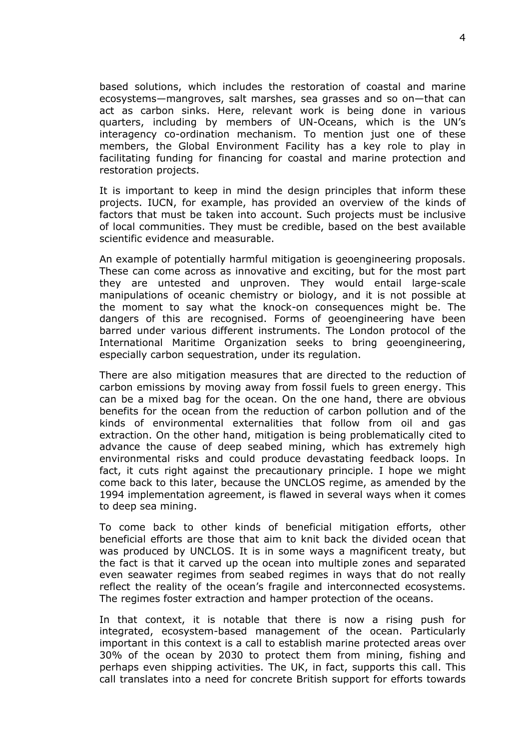based solutions, which includes the restoration of coastal and marine ecosystems—mangroves, salt marshes, sea grasses and so on—that can act as carbon sinks. Here, relevant work is being done in various quarters, including by members of UN-Oceans, which is the UN's interagency co-ordination mechanism. To mention just one of these members, the Global Environment Facility has a key role to play in facilitating funding for financing for coastal and marine protection and restoration projects.

It is important to keep in mind the design principles that inform these projects. IUCN, for example, has provided an overview of the kinds of factors that must be taken into account. Such projects must be inclusive of local communities. They must be credible, based on the best available scientific evidence and measurable.

An example of potentially harmful mitigation is geoengineering proposals. These can come across as innovative and exciting, but for the most part they are untested and unproven. They would entail large-scale manipulations of oceanic chemistry or biology, and it is not possible at the moment to say what the knock-on consequences might be. The dangers of this are recognised. Forms of geoengineering have been barred under various different instruments. The London protocol of the International Maritime Organization seeks to bring geoengineering, especially carbon sequestration, under its regulation.

There are also mitigation measures that are directed to the reduction of carbon emissions by moving away from fossil fuels to green energy. This can be a mixed bag for the ocean. On the one hand, there are obvious benefits for the ocean from the reduction of carbon pollution and of the kinds of environmental externalities that follow from oil and gas extraction. On the other hand, mitigation is being problematically cited to advance the cause of deep seabed mining, which has extremely high environmental risks and could produce devastating feedback loops. In fact, it cuts right against the precautionary principle. I hope we might come back to this later, because the UNCLOS regime, as amended by the 1994 implementation agreement, is flawed in several ways when it comes to deep sea mining.

To come back to other kinds of beneficial mitigation efforts, other beneficial efforts are those that aim to knit back the divided ocean that was produced by UNCLOS. It is in some ways a magnificent treaty, but the fact is that it carved up the ocean into multiple zones and separated even seawater regimes from seabed regimes in ways that do not really reflect the reality of the ocean's fragile and interconnected ecosystems. The regimes foster extraction and hamper protection of the oceans.

In that context, it is notable that there is now a rising push for integrated, ecosystem-based management of the ocean. Particularly important in this context is a call to establish marine protected areas over 30% of the ocean by 2030 to protect them from mining, fishing and perhaps even shipping activities. The UK, in fact, supports this call. This call translates into a need for concrete British support for efforts towards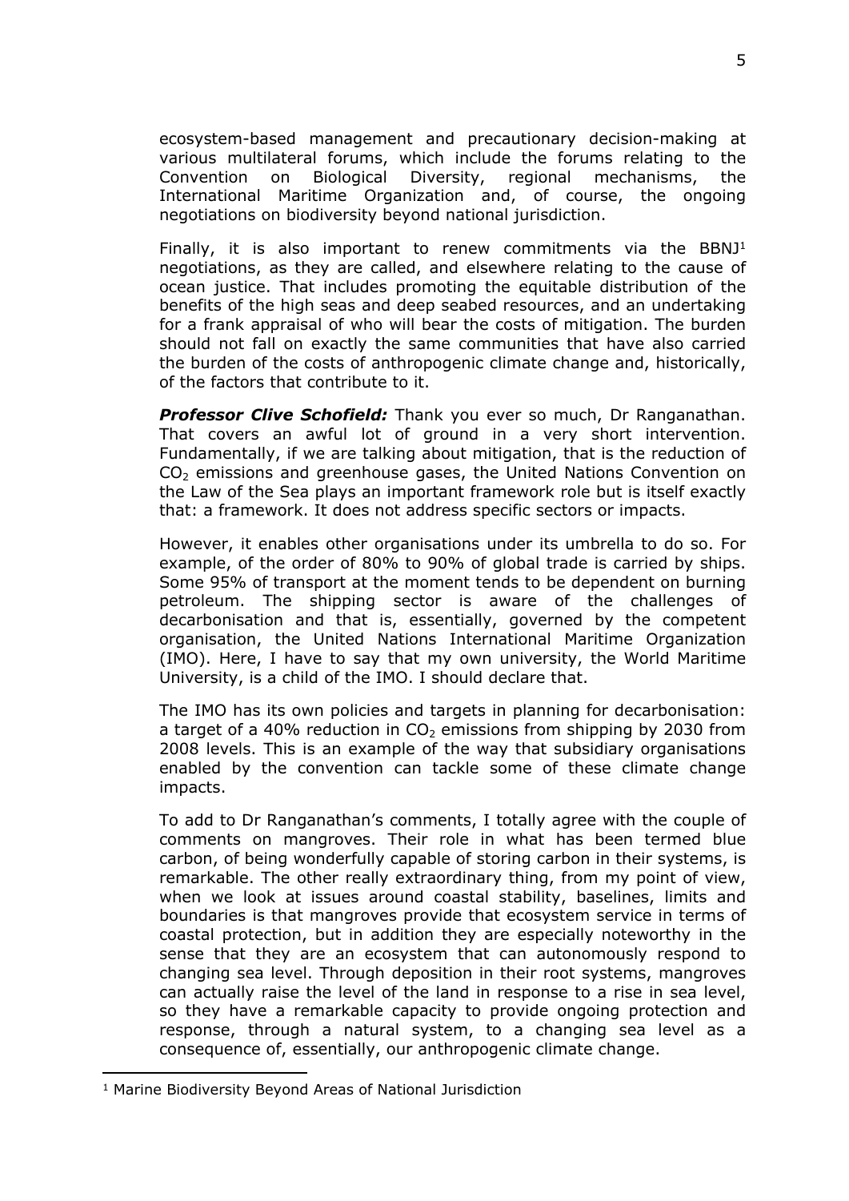ecosystem-based management and precautionary decision-making at various multilateral forums, which include the forums relating to the Convention on Biological Diversity, regional mechanisms, the International Maritime Organization and, of course, the ongoing negotiations on biodiversity beyond national jurisdiction.

Finally, it is also important to renew commitments via the BBNJ[1] negotiations, as they are called, and elsewhere relating to the cause of ocean justice. That includes promoting the equitable distribution of the benefits of the high seas and deep seabed resources, and an undertaking for a frank appraisal of who will bear the costs of mitigation. The burden should not fall on exactly the same communities that have also carried the burden of the costs of anthropogenic climate change and, historically, of the factors that contribute to it.

***Professor Clive Schofield:*** Thank you ever so much, Dr Ranganathan. That covers an awful lot of ground in a very short intervention. Fundamentally, if we are talking about mitigation, that is the reduction of $CO_2$ emissions and greenhouse gases, the United Nations Convention on the Law of the Sea plays an important framework role but is itself exactly that: a framework. It does not address specific sectors or impacts.

However, it enables other organisations under its umbrella to do so. For example, of the order of 80% to 90% of global trade is carried by ships. Some 95% of transport at the moment tends to be dependent on burning petroleum. The shipping sector is aware of the challenges of decarbonisation and that is, essentially, governed by the competent organisation, the United Nations International Maritime Organization (IMO). Here, I have to say that my own university, the World Maritime University, is a child of the IMO. I should declare that.

The IMO has its own policies and targets in planning for decarbonisation: a target of a 40% reduction in $CO_2$ emissions from shipping by 2030 from 2008 levels. This is an example of the way that subsidiary organisations enabled by the convention can tackle some of these climate change impacts.

To add to Dr Ranganathan's comments, I totally agree with the couple of comments on mangroves. Their role in what has been termed blue carbon, of being wonderfully capable of storing carbon in their systems, is remarkable. The other really extraordinary thing, from my point of view, when we look at issues around coastal stability, baselines, limits and boundaries is that mangroves provide that ecosystem service in terms of coastal protection, but in addition they are especially noteworthy in the sense that they are an ecosystem that can autonomously respond to changing sea level. Through deposition in their root systems, mangroves can actually raise the level of the land in response to a rise in sea level, so they have a remarkable capacity to provide ongoing protection and response, through a natural system, to a changing sea level as a consequence of, essentially, our anthropogenic climate change.

---

[1] Marine Biodiversity Beyond Areas of National Jurisdiction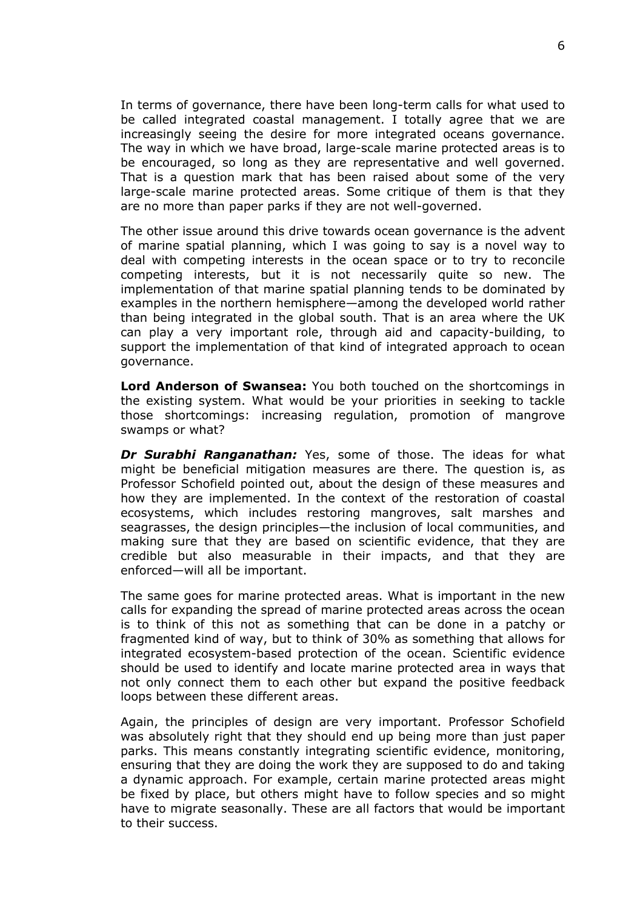In terms of governance, there have been long-term calls for what used to be called integrated coastal management. I totally agree that we are increasingly seeing the desire for more integrated oceans governance. The way in which we have broad, large-scale marine protected areas is to be encouraged, so long as they are representative and well governed. That is a question mark that has been raised about some of the very large-scale marine protected areas. Some critique of them is that they are no more than paper parks if they are not well-governed.

The other issue around this drive towards ocean governance is the advent of marine spatial planning, which I was going to say is a novel way to deal with competing interests in the ocean space or to try to reconcile competing interests, but it is not necessarily quite so new. The implementation of that marine spatial planning tends to be dominated by examples in the northern hemisphere—among the developed world rather than being integrated in the global south. That is an area where the UK can play a very important role, through aid and capacity-building, to support the implementation of that kind of integrated approach to ocean governance.

**Lord Anderson of Swansea:** You both touched on the shortcomings in the existing system. What would be your priorities in seeking to tackle those shortcomings: increasing regulation, promotion of mangrove swamps or what?

***Dr Surabhi Ranganathan:*** Yes, some of those. The ideas for what might be beneficial mitigation measures are there. The question is, as Professor Schofield pointed out, about the design of these measures and how they are implemented. In the context of the restoration of coastal ecosystems, which includes restoring mangroves, salt marshes and seagrasses, the design principles—the inclusion of local communities, and making sure that they are based on scientific evidence, that they are credible but also measurable in their impacts, and that they are enforced—will all be important.

The same goes for marine protected areas. What is important in the new calls for expanding the spread of marine protected areas across the ocean is to think of this not as something that can be done in a patchy or fragmented kind of way, but to think of 30% as something that allows for integrated ecosystem-based protection of the ocean. Scientific evidence should be used to identify and locate marine protected area in ways that not only connect them to each other but expand the positive feedback loops between these different areas.

Again, the principles of design are very important. Professor Schofield was absolutely right that they should end up being more than just paper parks. This means constantly integrating scientific evidence, monitoring, ensuring that they are doing the work they are supposed to do and taking a dynamic approach. For example, certain marine protected areas might be fixed by place, but others might have to follow species and so might have to migrate seasonally. These are all factors that would be important to their success.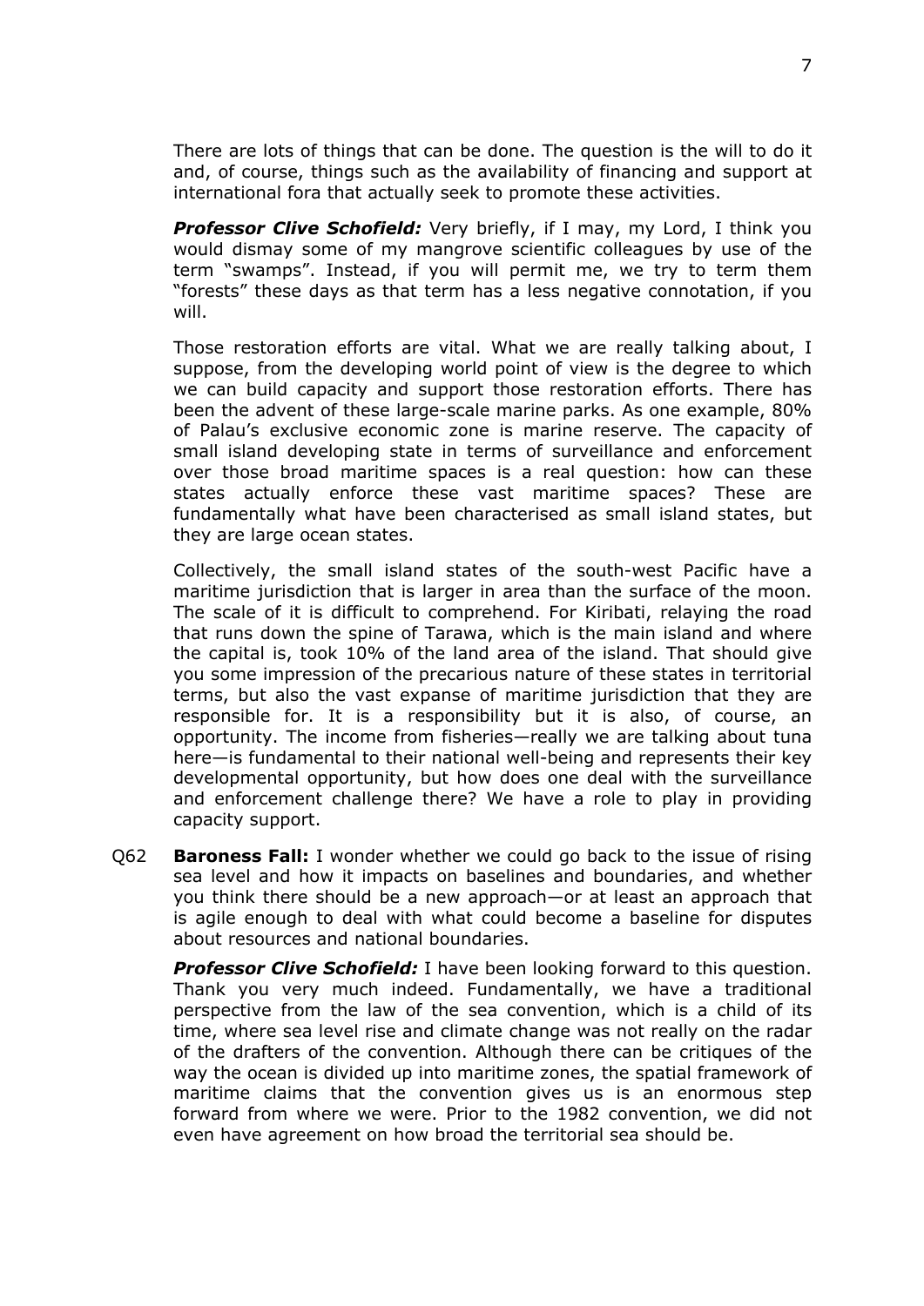There are lots of things that can be done. The question is the will to do it and, of course, things such as the availability of financing and support at international fora that actually seek to promote these activities.

***Professor Clive Schofield:*** Very briefly, if I may, my Lord, I think you would dismay some of my mangrove scientific colleagues by use of the term "swamps". Instead, if you will permit me, we try to term them "forests" these days as that term has a less negative connotation, if you will.

Those restoration efforts are vital. What we are really talking about, I suppose, from the developing world point of view is the degree to which we can build capacity and support those restoration efforts. There has been the advent of these large-scale marine parks. As one example, 80% of Palau's exclusive economic zone is marine reserve. The capacity of small island developing state in terms of surveillance and enforcement over those broad maritime spaces is a real question: how can these states actually enforce these vast maritime spaces? These are fundamentally what have been characterised as small island states, but they are large ocean states.

Collectively, the small island states of the south-west Pacific have a maritime jurisdiction that is larger in area than the surface of the moon. The scale of it is difficult to comprehend. For Kiribati, relaying the road that runs down the spine of Tarawa, which is the main island and where the capital is, took 10% of the land area of the island. That should give you some impression of the precarious nature of these states in territorial terms, but also the vast expanse of maritime jurisdiction that they are responsible for. It is a responsibility but it is also, of course, an opportunity. The income from fisheries—really we are talking about tuna here—is fundamental to their national well-being and represents their key developmental opportunity, but how does one deal with the surveillance and enforcement challenge there? We have a role to play in providing capacity support.

Q62 **Baroness Fall:** I wonder whether we could go back to the issue of rising sea level and how it impacts on baselines and boundaries, and whether you think there should be a new approach—or at least an approach that is agile enough to deal with what could become a baseline for disputes about resources and national boundaries.

***Professor Clive Schofield:*** I have been looking forward to this question. Thank you very much indeed. Fundamentally, we have a traditional perspective from the law of the sea convention, which is a child of its time, where sea level rise and climate change was not really on the radar of the drafters of the convention. Although there can be critiques of the way the ocean is divided up into maritime zones, the spatial framework of maritime claims that the convention gives us is an enormous step forward from where we were. Prior to the 1982 convention, we did not even have agreement on how broad the territorial sea should be.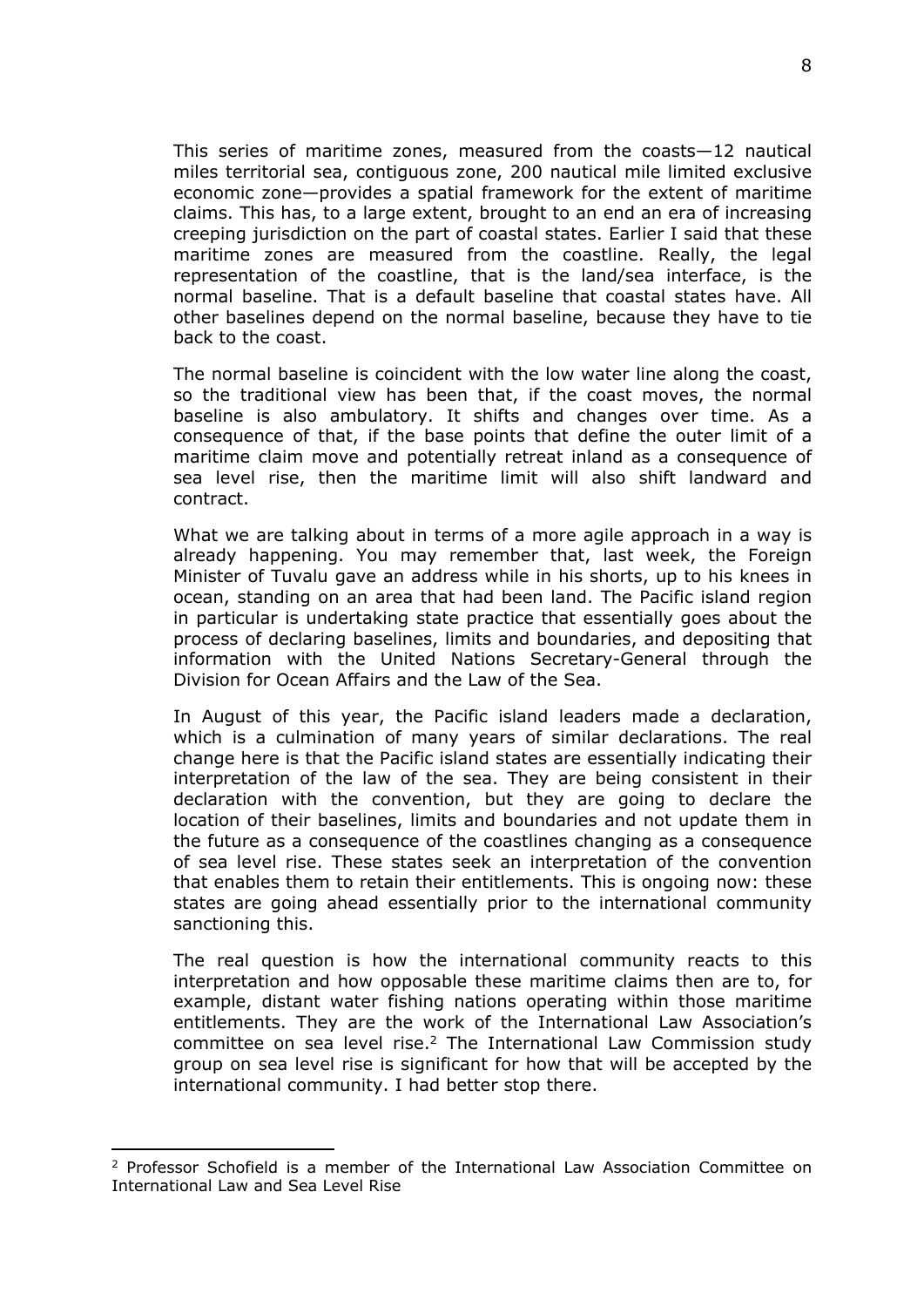This series of maritime zones, measured from the coasts—12 nautical miles territorial sea, contiguous zone, 200 nautical mile limited exclusive economic zone—provides a spatial framework for the extent of maritime claims. This has, to a large extent, brought to an end an era of increasing creeping jurisdiction on the part of coastal states. Earlier I said that these maritime zones are measured from the coastline. Really, the legal representation of the coastline, that is the land/sea interface, is the normal baseline. That is a default baseline that coastal states have. All other baselines depend on the normal baseline, because they have to tie back to the coast.

The normal baseline is coincident with the low water line along the coast, so the traditional view has been that, if the coast moves, the normal baseline is also ambulatory. It shifts and changes over time. As a consequence of that, if the base points that define the outer limit of a maritime claim move and potentially retreat inland as a consequence of sea level rise, then the maritime limit will also shift landward and contract.

What we are talking about in terms of a more agile approach in a way is already happening. You may remember that, last week, the Foreign Minister of Tuvalu gave an address while in his shorts, up to his knees in ocean, standing on an area that had been land. The Pacific island region in particular is undertaking state practice that essentially goes about the process of declaring baselines, limits and boundaries, and depositing that information with the United Nations Secretary-General through the Division for Ocean Affairs and the Law of the Sea.

In August of this year, the Pacific island leaders made a declaration, which is a culmination of many years of similar declarations. The real change here is that the Pacific island states are essentially indicating their interpretation of the law of the sea. They are being consistent in their declaration with the convention, but they are going to declare the location of their baselines, limits and boundaries and not update them in the future as a consequence of the coastlines changing as a consequence of sea level rise. These states seek an interpretation of the convention that enables them to retain their entitlements. This is ongoing now: these states are going ahead essentially prior to the international community sanctioning this.

The real question is how the international community reacts to this interpretation and how opposable these maritime claims then are to, for example, distant water fishing nations operating within those maritime entitlements. They are the work of the International Law Association's committee on sea level rise.[2] The International Law Commission study group on sea level rise is significant for how that will be accepted by the international community. I had better stop there.

[2] Professor Schofield is a member of the International Law Association Committee on International Law and Sea Level Rise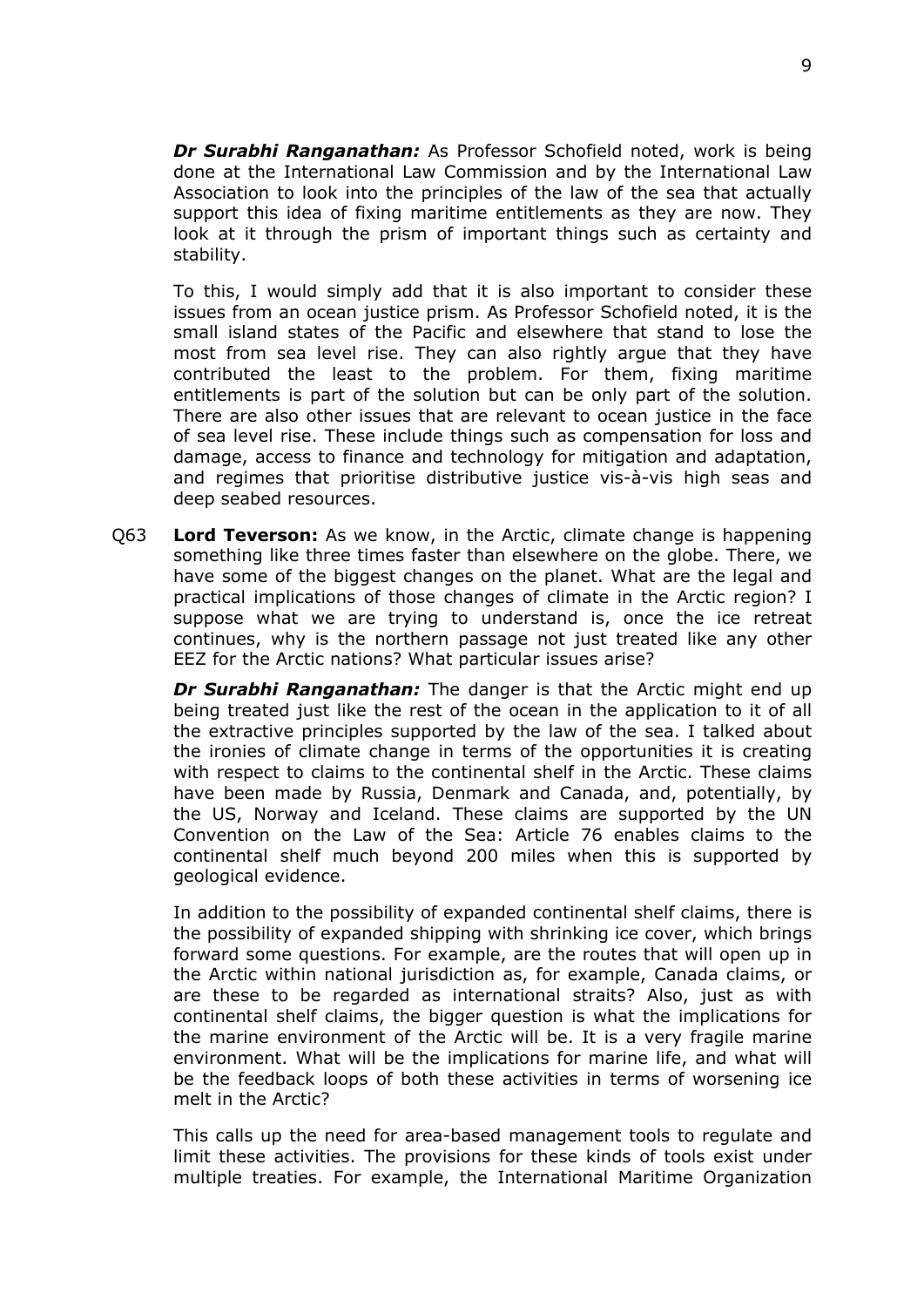***Dr Surabhi Ranganathan:*** As Professor Schofield noted, work is being done at the International Law Commission and by the International Law Association to look into the principles of the law of the sea that actually support this idea of fixing maritime entitlements as they are now. They look at it through the prism of important things such as certainty and stability.

To this, I would simply add that it is also important to consider these issues from an ocean justice prism. As Professor Schofield noted, it is the small island states of the Pacific and elsewhere that stand to lose the most from sea level rise. They can also rightly argue that they have contributed the least to the problem. For them, fixing maritime entitlements is part of the solution but can be only part of the solution. There are also other issues that are relevant to ocean justice in the face of sea level rise. These include things such as compensation for loss and damage, access to finance and technology for mitigation and adaptation, and regimes that prioritise distributive justice vis-à-vis high seas and deep seabed resources.

Q63 **Lord Teverson:** As we know, in the Arctic, climate change is happening something like three times faster than elsewhere on the globe. There, we have some of the biggest changes on the planet. What are the legal and practical implications of those changes of climate in the Arctic region? I suppose what we are trying to understand is, once the ice retreat continues, why is the northern passage not just treated like any other EEZ for the Arctic nations? What particular issues arise?

***Dr Surabhi Ranganathan:*** The danger is that the Arctic might end up being treated just like the rest of the ocean in the application to it of all the extractive principles supported by the law of the sea. I talked about the ironies of climate change in terms of the opportunities it is creating with respect to claims to the continental shelf in the Arctic. These claims have been made by Russia, Denmark and Canada, and, potentially, by the US, Norway and Iceland. These claims are supported by the UN Convention on the Law of the Sea: Article 76 enables claims to the continental shelf much beyond 200 miles when this is supported by geological evidence.

In addition to the possibility of expanded continental shelf claims, there is the possibility of expanded shipping with shrinking ice cover, which brings forward some questions. For example, are the routes that will open up in the Arctic within national jurisdiction as, for example, Canada claims, or are these to be regarded as international straits? Also, just as with continental shelf claims, the bigger question is what the implications for the marine environment of the Arctic will be. It is a very fragile marine environment. What will be the implications for marine life, and what will be the feedback loops of both these activities in terms of worsening ice melt in the Arctic?

This calls up the need for area-based management tools to regulate and limit these activities. The provisions for these kinds of tools exist under multiple treaties. For example, the International Maritime Organization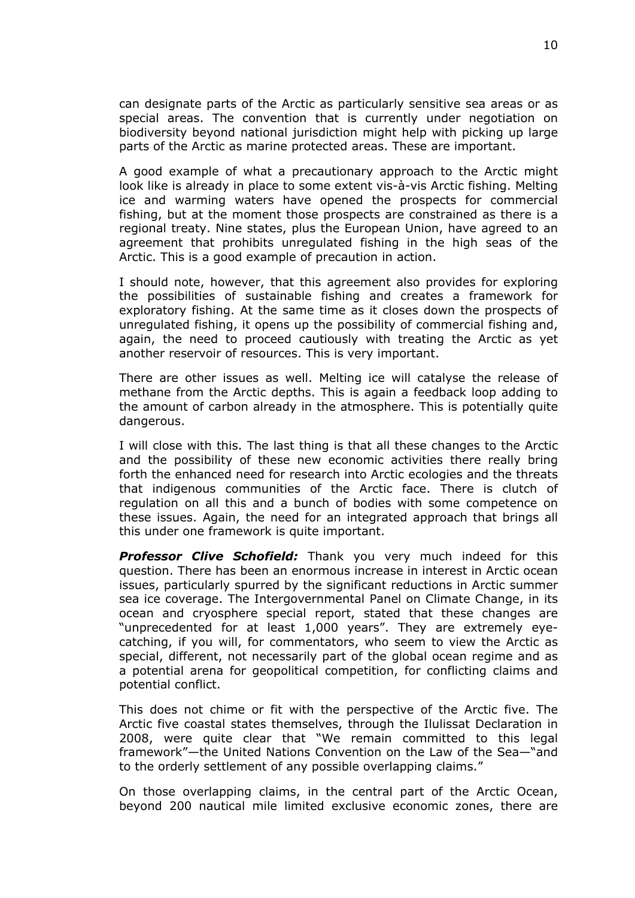can designate parts of the Arctic as particularly sensitive sea areas or as special areas. The convention that is currently under negotiation on biodiversity beyond national jurisdiction might help with picking up large parts of the Arctic as marine protected areas. These are important.

A good example of what a precautionary approach to the Arctic might look like is already in place to some extent vis-à-vis Arctic fishing. Melting ice and warming waters have opened the prospects for commercial fishing, but at the moment those prospects are constrained as there is a regional treaty. Nine states, plus the European Union, have agreed to an agreement that prohibits unregulated fishing in the high seas of the Arctic. This is a good example of precaution in action.

I should note, however, that this agreement also provides for exploring the possibilities of sustainable fishing and creates a framework for exploratory fishing. At the same time as it closes down the prospects of unregulated fishing, it opens up the possibility of commercial fishing and, again, the need to proceed cautiously with treating the Arctic as yet another reservoir of resources. This is very important.

There are other issues as well. Melting ice will catalyse the release of methane from the Arctic depths. This is again a feedback loop adding to the amount of carbon already in the atmosphere. This is potentially quite dangerous.

I will close with this. The last thing is that all these changes to the Arctic and the possibility of these new economic activities there really bring forth the enhanced need for research into Arctic ecologies and the threats that indigenous communities of the Arctic face. There is clutch of regulation on all this and a bunch of bodies with some competence on these issues. Again, the need for an integrated approach that brings all this under one framework is quite important.

***Professor Clive Schofield:*** Thank you very much indeed for this question. There has been an enormous increase in interest in Arctic ocean issues, particularly spurred by the significant reductions in Arctic summer sea ice coverage. The Intergovernmental Panel on Climate Change, in its ocean and cryosphere special report, stated that these changes are "unprecedented for at least 1,000 years". They are extremely eye-catching, if you will, for commentators, who seem to view the Arctic as special, different, not necessarily part of the global ocean regime and as a potential arena for geopolitical competition, for conflicting claims and potential conflict.

This does not chime or fit with the perspective of the Arctic five. The Arctic five coastal states themselves, through the Ilulissat Declaration in 2008, were quite clear that "We remain committed to this legal framework"—the United Nations Convention on the Law of the Sea—"and to the orderly settlement of any possible overlapping claims."

On those overlapping claims, in the central part of the Arctic Ocean, beyond 200 nautical mile limited exclusive economic zones, there are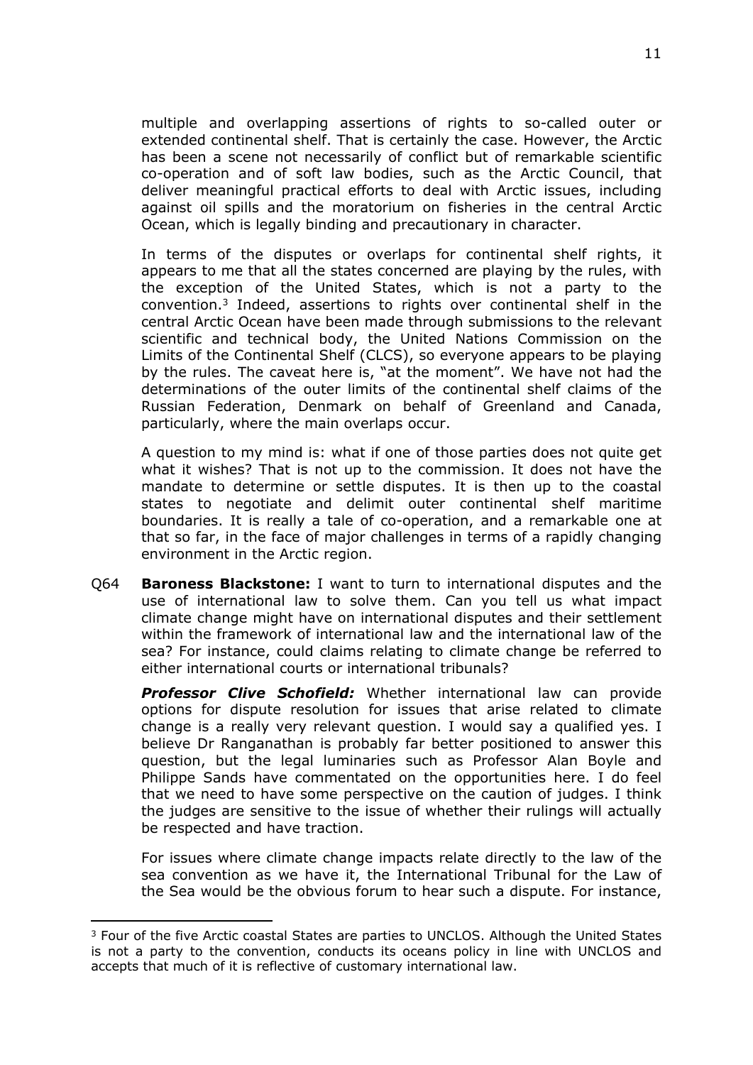multiple and overlapping assertions of rights to so-called outer or extended continental shelf. That is certainly the case. However, the Arctic has been a scene not necessarily of conflict but of remarkable scientific co-operation and of soft law bodies, such as the Arctic Council, that deliver meaningful practical efforts to deal with Arctic issues, including against oil spills and the moratorium on fisheries in the central Arctic Ocean, which is legally binding and precautionary in character.

In terms of the disputes or overlaps for continental shelf rights, it appears to me that all the states concerned are playing by the rules, with the exception of the United States, which is not a party to the convention.[3] Indeed, assertions to rights over continental shelf in the central Arctic Ocean have been made through submissions to the relevant scientific and technical body, the United Nations Commission on the Limits of the Continental Shelf (CLCS), so everyone appears to be playing by the rules. The caveat here is, "at the moment". We have not had the determinations of the outer limits of the continental shelf claims of the Russian Federation, Denmark on behalf of Greenland and Canada, particularly, where the main overlaps occur.

A question to my mind is: what if one of those parties does not quite get what it wishes? That is not up to the commission. It does not have the mandate to determine or settle disputes. It is then up to the coastal states to negotiate and delimit outer continental shelf maritime boundaries. It is really a tale of co-operation, and a remarkable one at that so far, in the face of major challenges in terms of a rapidly changing environment in the Arctic region.

Q64 **Baroness Blackstone:** I want to turn to international disputes and the use of international law to solve them. Can you tell us what impact climate change might have on international disputes and their settlement within the framework of international law and the international law of the sea? For instance, could claims relating to climate change be referred to either international courts or international tribunals?

***Professor Clive Schofield:*** Whether international law can provide options for dispute resolution for issues that arise related to climate change is a really very relevant question. I would say a qualified yes. I believe Dr Ranganathan is probably far better positioned to answer this question, but the legal luminaries such as Professor Alan Boyle and Philippe Sands have commentated on the opportunities here. I do feel that we need to have some perspective on the caution of judges. I think the judges are sensitive to the issue of whether their rulings will actually be respected and have traction.

For issues where climate change impacts relate directly to the law of the sea convention as we have it, the International Tribunal for the Law of the Sea would be the obvious forum to hear such a dispute. For instance,

---

[3] Four of the five Arctic coastal States are parties to UNCLOS. Although the United States is not a party to the convention, conducts its oceans policy in line with UNCLOS and accepts that much of it is reflective of customary international law.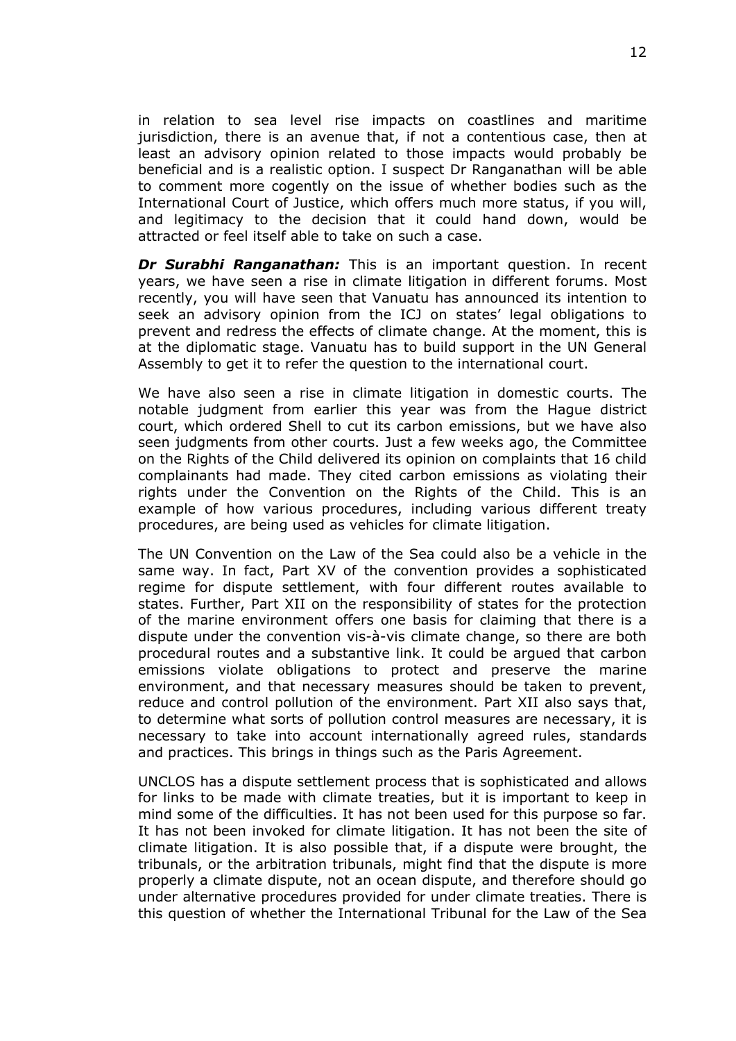in relation to sea level rise impacts on coastlines and maritime jurisdiction, there is an avenue that, if not a contentious case, then at least an advisory opinion related to those impacts would probably be beneficial and is a realistic option. I suspect Dr Ranganathan will be able to comment more cogently on the issue of whether bodies such as the International Court of Justice, which offers much more status, if you will, and legitimacy to the decision that it could hand down, would be attracted or feel itself able to take on such a case.

***Dr Surabhi Ranganathan:*** This is an important question. In recent years, we have seen a rise in climate litigation in different forums. Most recently, you will have seen that Vanuatu has announced its intention to seek an advisory opinion from the ICJ on states' legal obligations to prevent and redress the effects of climate change. At the moment, this is at the diplomatic stage. Vanuatu has to build support in the UN General Assembly to get it to refer the question to the international court.

We have also seen a rise in climate litigation in domestic courts. The notable judgment from earlier this year was from the Hague district court, which ordered Shell to cut its carbon emissions, but we have also seen judgments from other courts. Just a few weeks ago, the Committee on the Rights of the Child delivered its opinion on complaints that 16 child complainants had made. They cited carbon emissions as violating their rights under the Convention on the Rights of the Child. This is an example of how various procedures, including various different treaty procedures, are being used as vehicles for climate litigation.

The UN Convention on the Law of the Sea could also be a vehicle in the same way. In fact, Part XV of the convention provides a sophisticated regime for dispute settlement, with four different routes available to states. Further, Part XII on the responsibility of states for the protection of the marine environment offers one basis for claiming that there is a dispute under the convention vis-à-vis climate change, so there are both procedural routes and a substantive link. It could be argued that carbon emissions violate obligations to protect and preserve the marine environment, and that necessary measures should be taken to prevent, reduce and control pollution of the environment. Part XII also says that, to determine what sorts of pollution control measures are necessary, it is necessary to take into account internationally agreed rules, standards and practices. This brings in things such as the Paris Agreement.

UNCLOS has a dispute settlement process that is sophisticated and allows for links to be made with climate treaties, but it is important to keep in mind some of the difficulties. It has not been used for this purpose so far. It has not been invoked for climate litigation. It has not been the site of climate litigation. It is also possible that, if a dispute were brought, the tribunals, or the arbitration tribunals, might find that the dispute is more properly a climate dispute, not an ocean dispute, and therefore should go under alternative procedures provided for under climate treaties. There is this question of whether the International Tribunal for the Law of the Sea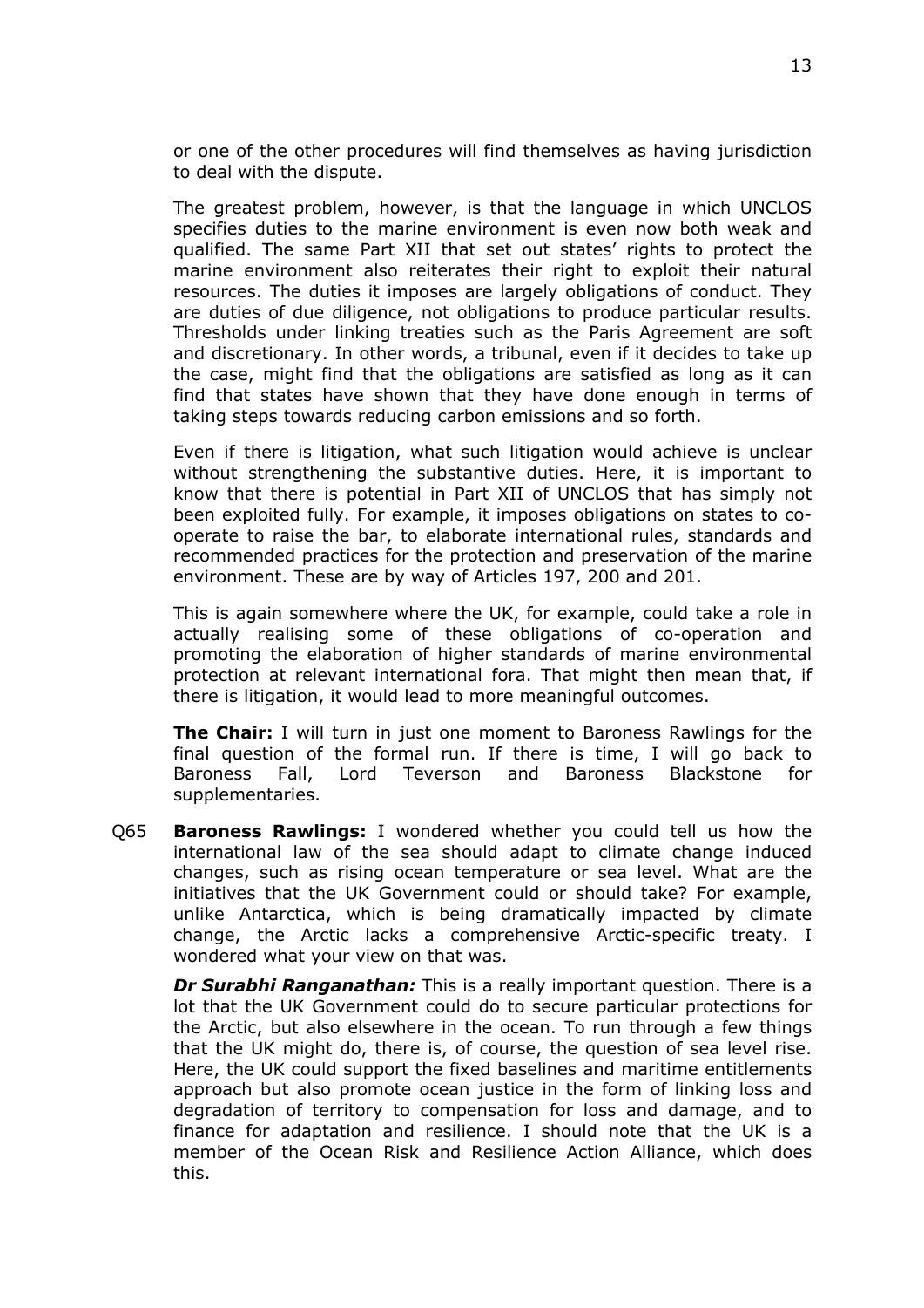or one of the other procedures will find themselves as having jurisdiction to deal with the dispute.

The greatest problem, however, is that the language in which UNCLOS specifies duties to the marine environment is even now both weak and qualified. The same Part XII that set out states' rights to protect the marine environment also reiterates their right to exploit their natural resources. The duties it imposes are largely obligations of conduct. They are duties of due diligence, not obligations to produce particular results. Thresholds under linking treaties such as the Paris Agreement are soft and discretionary. In other words, a tribunal, even if it decides to take up the case, might find that the obligations are satisfied as long as it can find that states have shown that they have done enough in terms of taking steps towards reducing carbon emissions and so forth.

Even if there is litigation, what such litigation would achieve is unclear without strengthening the substantive duties. Here, it is important to know that there is potential in Part XII of UNCLOS that has simply not been exploited fully. For example, it imposes obligations on states to co-operate to raise the bar, to elaborate international rules, standards and recommended practices for the protection and preservation of the marine environment. These are by way of Articles 197, 200 and 201.

This is again somewhere where the UK, for example, could take a role in actually realising some of these obligations of co-operation and promoting the elaboration of higher standards of marine environmental protection at relevant international fora. That might then mean that, if there is litigation, it would lead to more meaningful outcomes.

**The Chair:** I will turn in just one moment to Baroness Rawlings for the final question of the formal run. If there is time, I will go back to Baroness Fall, Lord Teverson and Baroness Blackstone for supplementaries.

Q65 **Baroness Rawlings:** I wondered whether you could tell us how the international law of the sea should adapt to climate change induced changes, such as rising ocean temperature or sea level. What are the initiatives that the UK Government could or should take? For example, unlike Antarctica, which is being dramatically impacted by climate change, the Arctic lacks a comprehensive Arctic-specific treaty. I wondered what your view on that was.

***Dr Surabhi Ranganathan:*** This is a really important question. There is a lot that the UK Government could do to secure particular protections for the Arctic, but also elsewhere in the ocean. To run through a few things that the UK might do, there is, of course, the question of sea level rise. Here, the UK could support the fixed baselines and maritime entitlements approach but also promote ocean justice in the form of linking loss and degradation of territory to compensation for loss and damage, and to finance for adaptation and resilience. I should note that the UK is a member of the Ocean Risk and Resilience Action Alliance, which does this.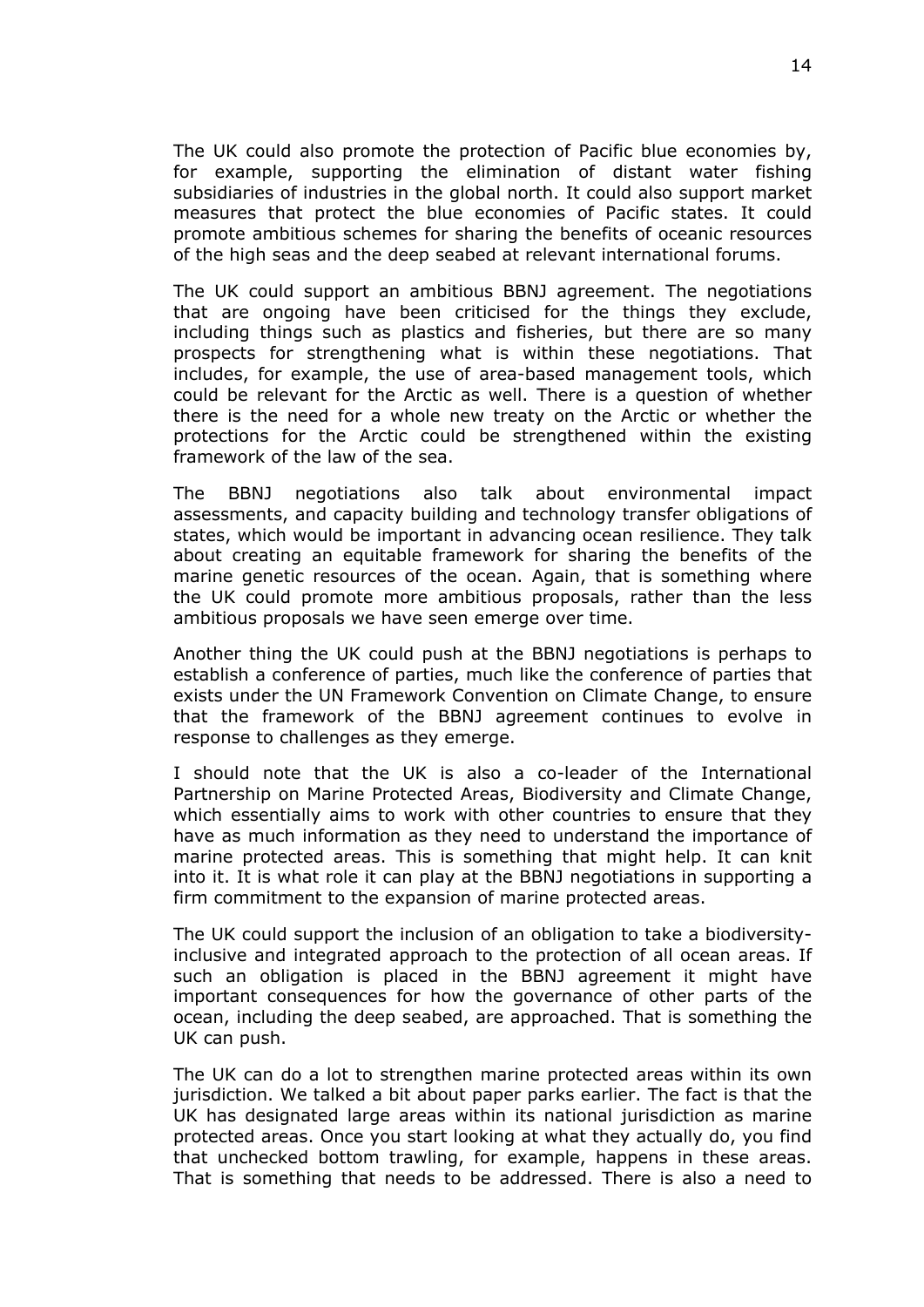The UK could also promote the protection of Pacific blue economies by, for example, supporting the elimination of distant water fishing subsidiaries of industries in the global north. It could also support market measures that protect the blue economies of Pacific states. It could promote ambitious schemes for sharing the benefits of oceanic resources of the high seas and the deep seabed at relevant international forums.

The UK could support an ambitious BBNJ agreement. The negotiations that are ongoing have been criticised for the things they exclude, including things such as plastics and fisheries, but there are so many prospects for strengthening what is within these negotiations. That includes, for example, the use of area-based management tools, which could be relevant for the Arctic as well. There is a question of whether there is the need for a whole new treaty on the Arctic or whether the protections for the Arctic could be strengthened within the existing framework of the law of the sea.

The BBNJ negotiations also talk about environmental impact assessments, and capacity building and technology transfer obligations of states, which would be important in advancing ocean resilience. They talk about creating an equitable framework for sharing the benefits of the marine genetic resources of the ocean. Again, that is something where the UK could promote more ambitious proposals, rather than the less ambitious proposals we have seen emerge over time.

Another thing the UK could push at the BBNJ negotiations is perhaps to establish a conference of parties, much like the conference of parties that exists under the UN Framework Convention on Climate Change, to ensure that the framework of the BBNJ agreement continues to evolve in response to challenges as they emerge.

I should note that the UK is also a co-leader of the International Partnership on Marine Protected Areas, Biodiversity and Climate Change, which essentially aims to work with other countries to ensure that they have as much information as they need to understand the importance of marine protected areas. This is something that might help. It can knit into it. It is what role it can play at the BBNJ negotiations in supporting a firm commitment to the expansion of marine protected areas.

The UK could support the inclusion of an obligation to take a biodiversity-inclusive and integrated approach to the protection of all ocean areas. If such an obligation is placed in the BBNJ agreement it might have important consequences for how the governance of other parts of the ocean, including the deep seabed, are approached. That is something the UK can push.

The UK can do a lot to strengthen marine protected areas within its own jurisdiction. We talked a bit about paper parks earlier. The fact is that the UK has designated large areas within its national jurisdiction as marine protected areas. Once you start looking at what they actually do, you find that unchecked bottom trawling, for example, happens in these areas. That is something that needs to be addressed. There is also a need to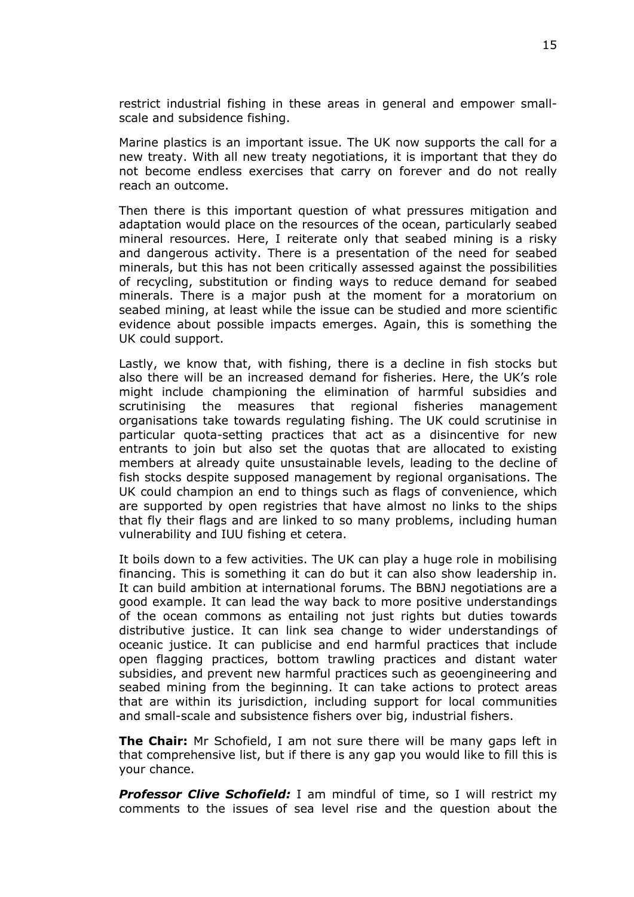restrict industrial fishing in these areas in general and empower small-scale and subsidence fishing.

Marine plastics is an important issue. The UK now supports the call for a new treaty. With all new treaty negotiations, it is important that they do not become endless exercises that carry on forever and do not really reach an outcome.

Then there is this important question of what pressures mitigation and adaptation would place on the resources of the ocean, particularly seabed mineral resources. Here, I reiterate only that seabed mining is a risky and dangerous activity. There is a presentation of the need for seabed minerals, but this has not been critically assessed against the possibilities of recycling, substitution or finding ways to reduce demand for seabed minerals. There is a major push at the moment for a moratorium on seabed mining, at least while the issue can be studied and more scientific evidence about possible impacts emerges. Again, this is something the UK could support.

Lastly, we know that, with fishing, there is a decline in fish stocks but also there will be an increased demand for fisheries. Here, the UK's role might include championing the elimination of harmful subsidies and scrutinising the measures that regional fisheries management organisations take towards regulating fishing. The UK could scrutinise in particular quota-setting practices that act as a disincentive for new entrants to join but also set the quotas that are allocated to existing members at already quite unsustainable levels, leading to the decline of fish stocks despite supposed management by regional organisations. The UK could champion an end to things such as flags of convenience, which are supported by open registries that have almost no links to the ships that fly their flags and are linked to so many problems, including human vulnerability and IUU fishing et cetera.

It boils down to a few activities. The UK can play a huge role in mobilising financing. This is something it can do but it can also show leadership in. It can build ambition at international forums. The BBNJ negotiations are a good example. It can lead the way back to more positive understandings of the ocean commons as entailing not just rights but duties towards distributive justice. It can link sea change to wider understandings of oceanic justice. It can publicise and end harmful practices that include open flagging practices, bottom trawling practices and distant water subsidies, and prevent new harmful practices such as geoengineering and seabed mining from the beginning. It can take actions to protect areas that are within its jurisdiction, including support for local communities and small-scale and subsistence fishers over big, industrial fishers.

**The Chair:** Mr Schofield, I am not sure there will be many gaps left in that comprehensive list, but if there is any gap you would like to fill this is your chance.

***Professor Clive Schofield:*** I am mindful of time, so I will restrict my comments to the issues of sea level rise and the question about the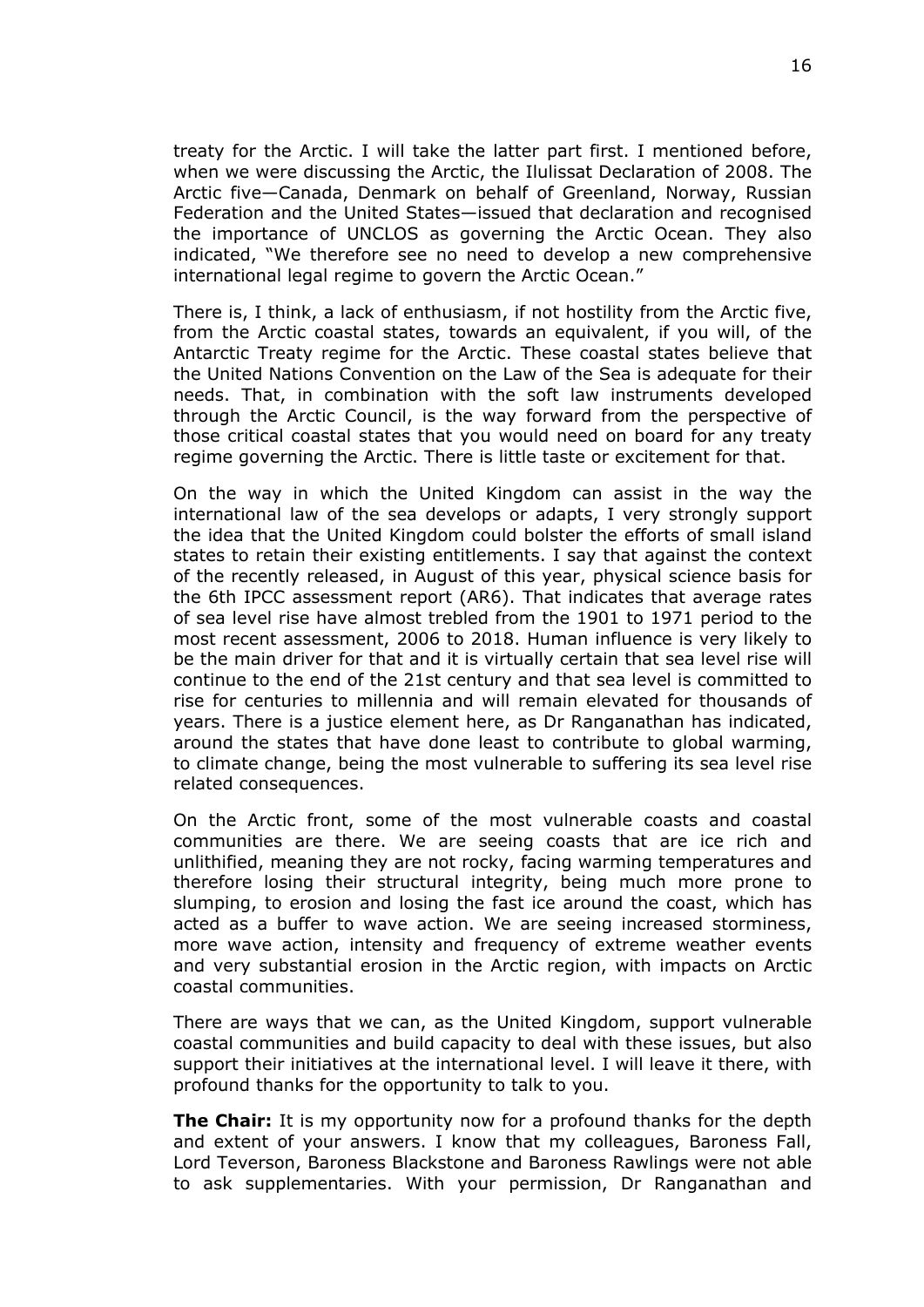treaty for the Arctic. I will take the latter part first. I mentioned before, when we were discussing the Arctic, the Ilulissat Declaration of 2008. The Arctic five—Canada, Denmark on behalf of Greenland, Norway, Russian Federation and the United States—issued that declaration and recognised the importance of UNCLOS as governing the Arctic Ocean. They also indicated, "We therefore see no need to develop a new comprehensive international legal regime to govern the Arctic Ocean."

There is, I think, a lack of enthusiasm, if not hostility from the Arctic five, from the Arctic coastal states, towards an equivalent, if you will, of the Antarctic Treaty regime for the Arctic. These coastal states believe that the United Nations Convention on the Law of the Sea is adequate for their needs. That, in combination with the soft law instruments developed through the Arctic Council, is the way forward from the perspective of those critical coastal states that you would need on board for any treaty regime governing the Arctic. There is little taste or excitement for that.

On the way in which the United Kingdom can assist in the way the international law of the sea develops or adapts, I very strongly support the idea that the United Kingdom could bolster the efforts of small island states to retain their existing entitlements. I say that against the context of the recently released, in August of this year, physical science basis for the 6th IPCC assessment report (AR6). That indicates that average rates of sea level rise have almost trebled from the 1901 to 1971 period to the most recent assessment, 2006 to 2018. Human influence is very likely to be the main driver for that and it is virtually certain that sea level rise will continue to the end of the 21st century and that sea level is committed to rise for centuries to millennia and will remain elevated for thousands of years. There is a justice element here, as Dr Ranganathan has indicated, around the states that have done least to contribute to global warming, to climate change, being the most vulnerable to suffering its sea level rise related consequences.

On the Arctic front, some of the most vulnerable coasts and coastal communities are there. We are seeing coasts that are ice rich and unlithified, meaning they are not rocky, facing warming temperatures and therefore losing their structural integrity, being much more prone to slumping, to erosion and losing the fast ice around the coast, which has acted as a buffer to wave action. We are seeing increased storminess, more wave action, intensity and frequency of extreme weather events and very substantial erosion in the Arctic region, with impacts on Arctic coastal communities.

There are ways that we can, as the United Kingdom, support vulnerable coastal communities and build capacity to deal with these issues, but also support their initiatives at the international level. I will leave it there, with profound thanks for the opportunity to talk to you.

**The Chair:** It is my opportunity now for a profound thanks for the depth and extent of your answers. I know that my colleagues, Baroness Fall, Lord Teverson, Baroness Blackstone and Baroness Rawlings were not able to ask supplementaries. With your permission, Dr Ranganathan and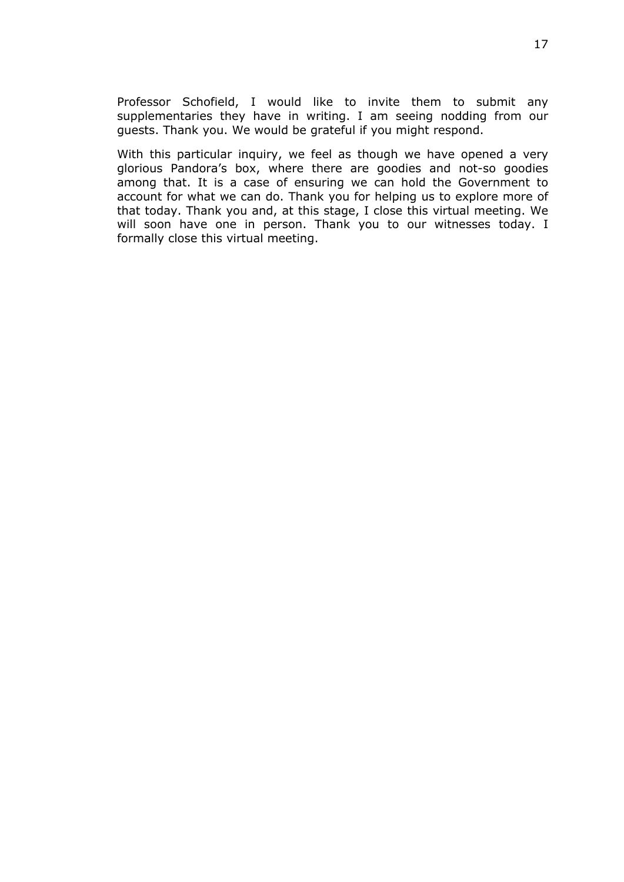Professor Schofield, I would like to invite them to submit any supplementaries they have in writing. I am seeing nodding from our guests. Thank you. We would be grateful if you might respond.

With this particular inquiry, we feel as though we have opened a very glorious Pandora's box, where there are goodies and not-so goodies among that. It is a case of ensuring we can hold the Government to account for what we can do. Thank you for helping us to explore more of that today. Thank you and, at this stage, I close this virtual meeting. We will soon have one in person. Thank you to our witnesses today. I formally close this virtual meeting.